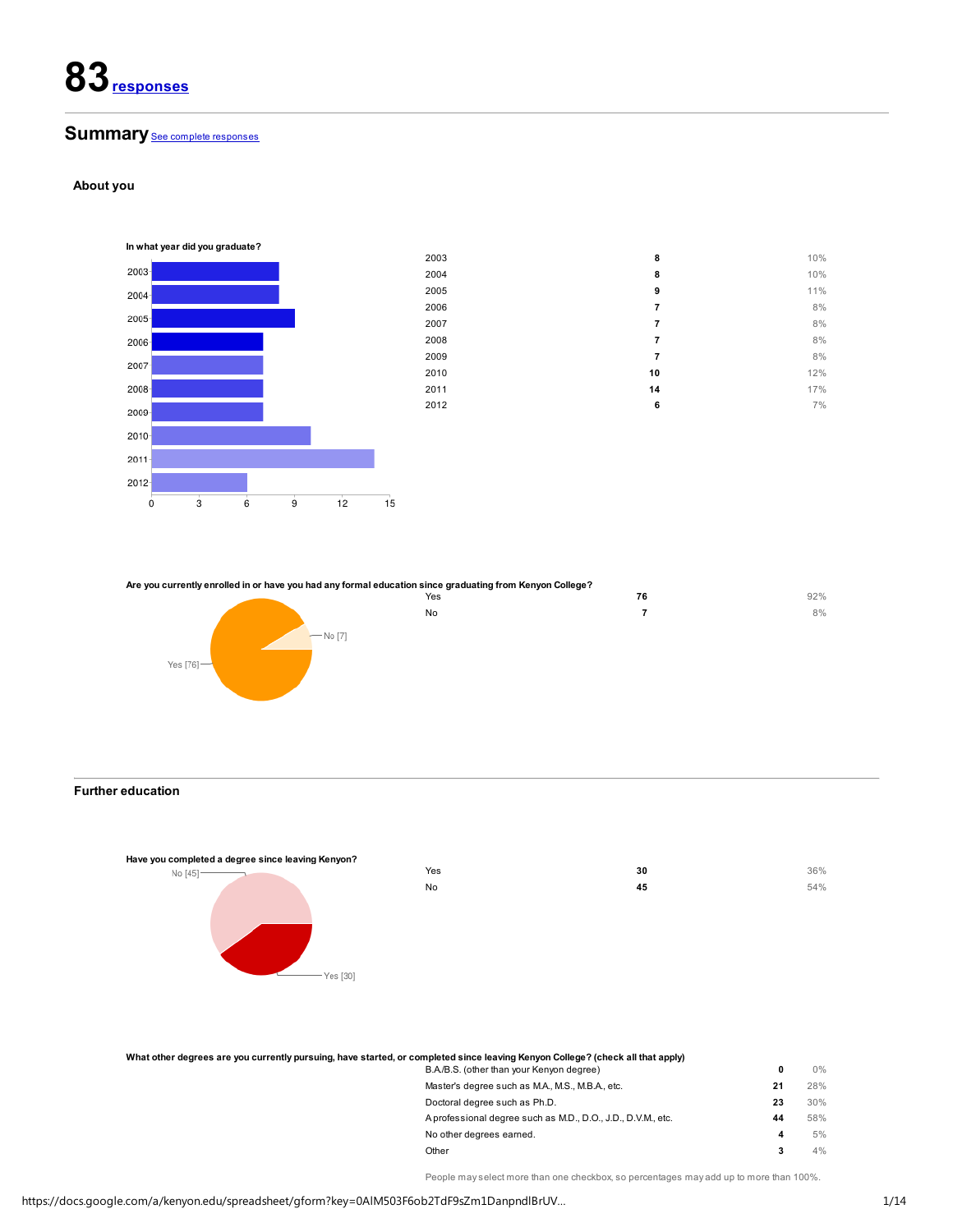# 83 responses

## Summary See complete responses

### About you

**In what year did you graduate?**

| | | |
|---|---|---|
| 2003 | 8 | 10% |
| 2004 | 8 | 10% |
| 2005 | 9 | 11% |
| 2006 | 7 | 8% |
| 2007 | 7 | 8% |
| 2008 | 7 | 8% |
| 2009 | 7 | 8% |
| 2010 | 10 | 12% |
| 2011 | 14 | 17% |
| 2012 | 6 | 7% |

**Are you currently enrolled in or have you had any formal education since graduating from Kenyon College?**

| | | |
|---|---|---|
| Yes | 76 | 92% |
| No | 7 | 8% |

### Further education

**Have you completed a degree since leaving Kenyon?**

| | | |
|---|---|---|
| Yes | 30 | 36% |
| No | 45 | 54% |

**What other degrees are you currently pursuing, have started, or completed since leaving Kenyon College? (check all that apply)**

| | | |
|---|---|---|
| B.A/B.S. (other than your Kenyon degree) | 0 | 0% |
| Master's degree such as M.A., M.S., M.B.A., etc. | 21 | 28% |
| Doctoral degree such as Ph.D. | 23 | 30% |
| A professional degree such as M.D., D.O., J.D., D.V.M., etc. | 44 | 58% |
| No other degrees earned. | 4 | 5% |
| Other | 3 | 4% |

People may select more than one checkbox, so percentages may add up to more than 100%.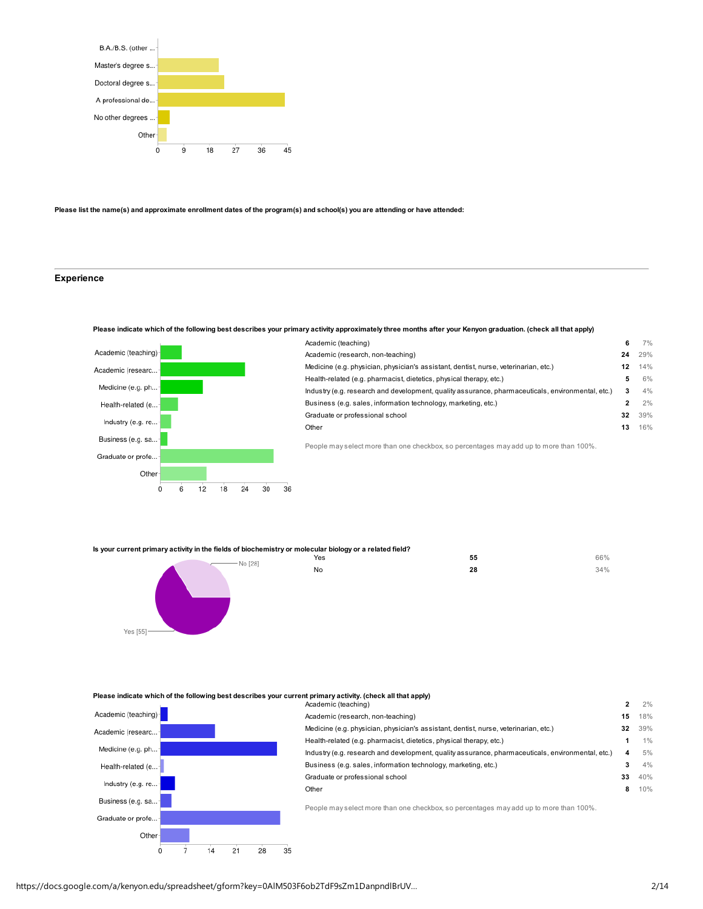| Response | Approx. count (bar chart) |
|---|---|
| B.A./B.S. (other ... | |
| Master's degree s... | ~21 |
| Doctoral degree s... | ~23 |
| A professional de... | ~44 |
| No other degrees ... | ~4 |
| Other | ~3 |

**Please list the name(s) and approximate enrollment dates of the program(s) and school(s) you are attending or have attended:**

---

## Experience

**Please indicate which of the following best describes your primary activity approximately three months after your Kenyon graduation. (check all that apply)**

| Activity | Count | Percent |
|---|---|---|
| Academic (teaching) | 6 | 7% |
| Academic (research, non-teaching) | 24 | 29% |
| Medicine (e.g. physician, physician's assistant, dentist, nurse, veterinarian, etc.) | 12 | 14% |
| Health-related (e.g. pharmacist, dietetics, physical therapy, etc.) | 5 | 6% |
| Industry (e.g. research and development, quality assurance, pharmaceuticals, environmental, etc.) | 3 | 4% |
| Business (e.g. sales, information technology, marketing, etc.) | 2 | 2% |
| Graduate or professional school | 32 | 39% |
| Other | 13 | 16% |

People may select more than one checkbox, so percentages may add up to more than 100%.

**Is your current primary activity in the fields of biochemistry or molecular biology or a related field?**

| Response | Count | Percent |
|---|---|---|
| Yes | 55 | 66% |
| No | 28 | 34% |

**Please indicate which of the following best describes your current primary activity. (check all that apply)**

| Activity | Count | Percent |
|---|---|---|
| Academic (teaching) | 2 | 2% |
| Academic (research, non-teaching) | 15 | 18% |
| Medicine (e.g. physician, physician's assistant, dentist, nurse, veterinarian, etc.) | 32 | 39% |
| Health-related (e.g. pharmacist, dietetics, physical therapy, etc.) | 1 | 1% |
| Industry (e.g. research and development, quality assurance, pharmaceuticals, environmental, etc.) | 4 | 5% |
| Business (e.g. sales, information technology, marketing, etc.) | 3 | 4% |
| Graduate or professional school | 33 | 40% |
| Other | 8 | 10% |

People may select more than one checkbox, so percentages may add up to more than 100%.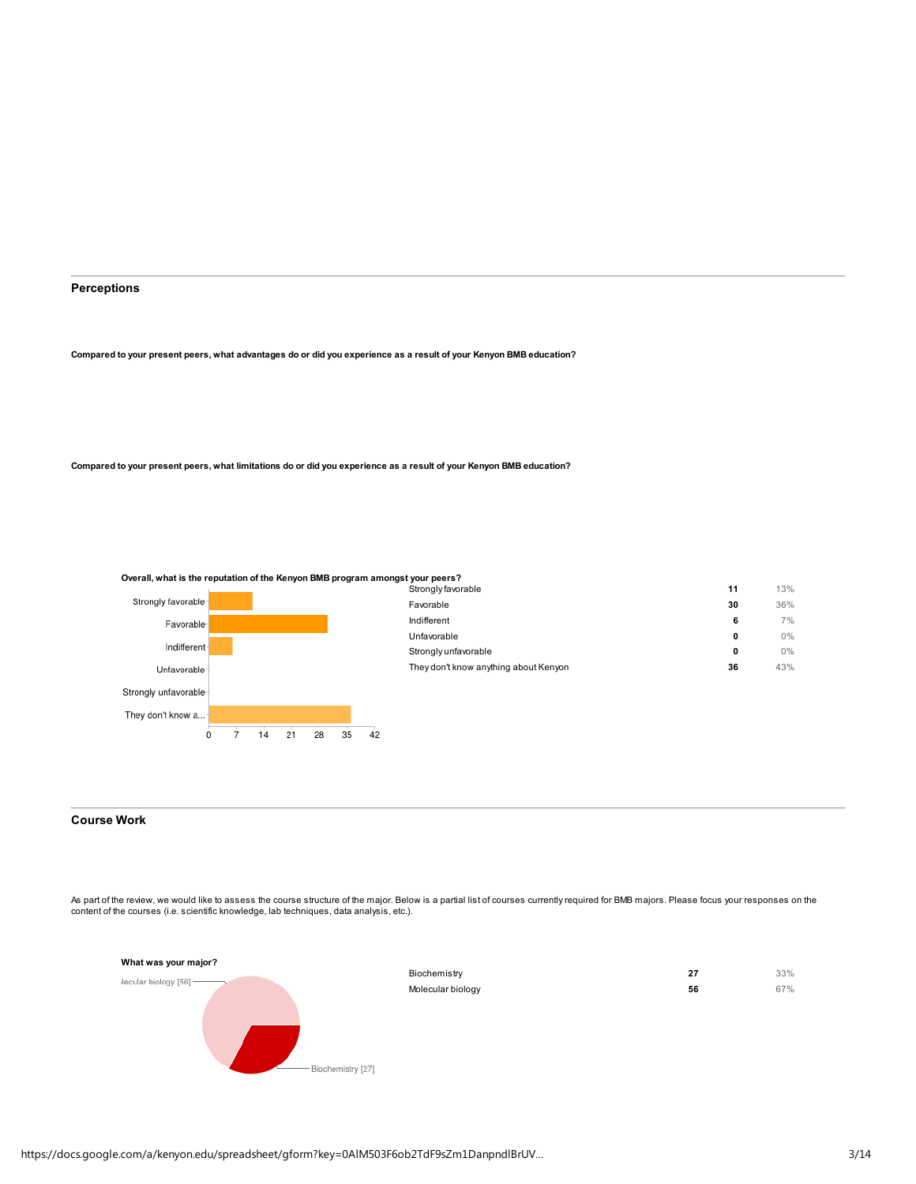## Perceptions

**Compared to your present peers, what advantages do or did you experience as a result of your Kenyon BMB education?**

**Compared to your present peers, what limitations do or did you experience as a result of your Kenyon BMB education?**

**Overall, what is the reputation of the Kenyon BMB program amongst your peers?**

| Response | Count | Percent |
|---|---|---|
| Strongly favorable | 11 | 13% |
| Favorable | 30 | 36% |
| Indifferent | 6 | 7% |
| Unfavorable | 0 | 0% |
| Strongly unfavorable | 0 | 0% |
| They don't know anything about Kenyon | 36 | 43% |

## Course Work

As part of the review, we would like to assess the course structure of the major. Below is a partial list of courses currently required for BMB majors. Please focus your responses on the content of the courses (i.e. scientific knowledge, lab techniques, data analysis, etc.).

**What was your major?**

| Response | Count | Percent |
|---|---|---|
| Biochemistry | 27 | 33% |
| Molecular biology | 56 | 67% |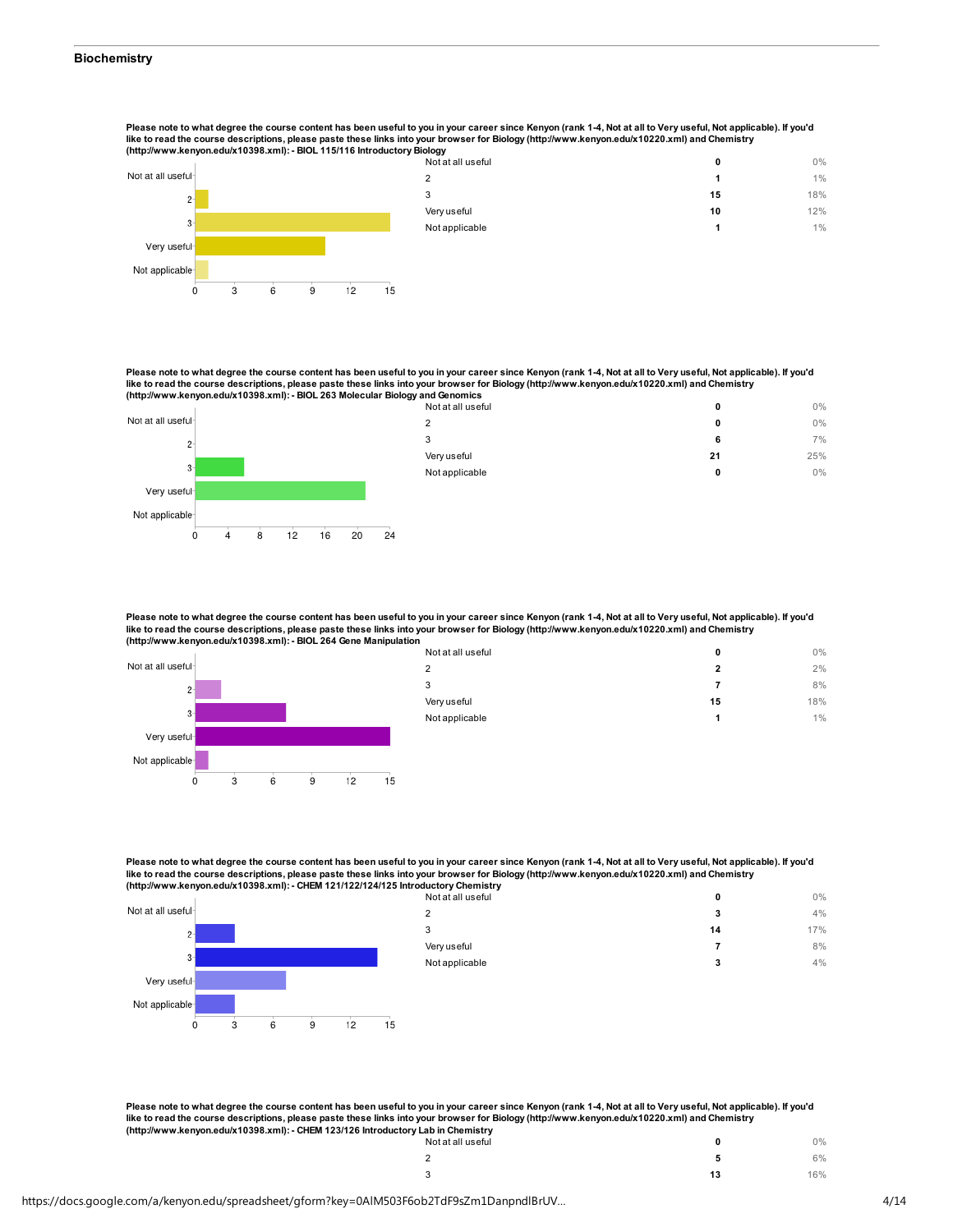## Biochemistry

Please note to what degree the course content has been useful to you in your career since Kenyon (rank 1-4, Not at all to Very useful, Not applicable). If you'd like to read the course descriptions, please paste these links into your browser for Biology (http://www.kenyon.edu/x10220.xml) and Chemistry (http://www.kenyon.edu/x10398.xml): - BIOL 115/116 Introductory Biology

| | | |
|---|---|---|
| Not at all useful | 0 | 0% |
| 2 | 1 | 1% |
| 3 | 15 | 18% |
| Very useful | 10 | 12% |
| Not applicable | 1 | 1% |

Please note to what degree the course content has been useful to you in your career since Kenyon (rank 1-4, Not at all to Very useful, Not applicable). If you'd like to read the course descriptions, please paste these links into your browser for Biology (http://www.kenyon.edu/x10220.xml) and Chemistry (http://www.kenyon.edu/x10398.xml): - BIOL 263 Molecular Biology and Genomics

| | | |
|---|---|---|
| Not at all useful | 0 | 0% |
| 2 | 0 | 0% |
| 3 | 6 | 7% |
| Very useful | 21 | 25% |
| Not applicable | 0 | 0% |

Please note to what degree the course content has been useful to you in your career since Kenyon (rank 1-4, Not at all to Very useful, Not applicable). If you'd like to read the course descriptions, please paste these links into your browser for Biology (http://www.kenyon.edu/x10220.xml) and Chemistry (http://www.kenyon.edu/x10398.xml): - BIOL 264 Gene Manipulation

| | | |
|---|---|---|
| Not at all useful | 0 | 0% |
| 2 | 2 | 2% |
| 3 | 7 | 8% |
| Very useful | 15 | 18% |
| Not applicable | 1 | 1% |

Please note to what degree the course content has been useful to you in your career since Kenyon (rank 1-4, Not at all to Very useful, Not applicable). If you'd like to read the course descriptions, please paste these links into your browser for Biology (http://www.kenyon.edu/x10220.xml) and Chemistry (http://www.kenyon.edu/x10398.xml): - CHEM 121/122/124/125 Introductory Chemistry

| | | |
|---|---|---|
| Not at all useful | 0 | 0% |
| 2 | 3 | 4% |
| 3 | 14 | 17% |
| Very useful | 7 | 8% |
| Not applicable | 3 | 4% |

Please note to what degree the course content has been useful to you in your career since Kenyon (rank 1-4, Not at all to Very useful, Not applicable). If you'd like to read the course descriptions, please paste these links into your browser for Biology (http://www.kenyon.edu/x10220.xml) and Chemistry (http://www.kenyon.edu/x10398.xml): - CHEM 123/126 Introductory Lab in Chemistry

| | | |
|---|---|---|
| Not at all useful | 0 | 0% |
| 2 | 5 | 6% |
| 3 | 13 | 16% |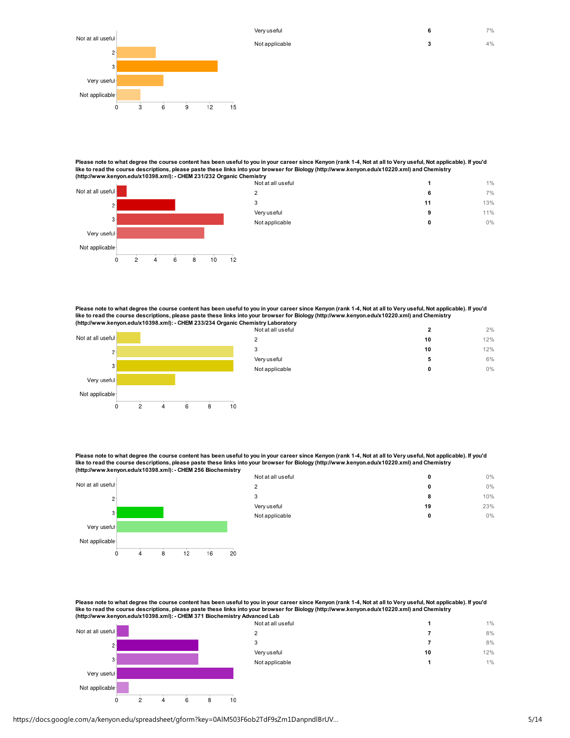| | | |
|---|---|---|
| Very useful | 6 | 7% |
| Not applicable | 3 | 4% |

**Please note to what degree the course content has been useful to you in your career since Kenyon (rank 1-4, Not at all to Very useful, Not applicable). If you'd like to read the course descriptions, please paste these links into your browser for Biology (http://www.kenyon.edu/x10220.xml) and Chemistry (http://www.kenyon.edu/x10398.xml): - CHEM 231/232 Organic Chemistry**

| | | |
|---|---|---|
| Not at all useful | 1 | 1% |
| 2 | 6 | 7% |
| 3 | 11 | 13% |
| Very useful | 9 | 11% |
| Not applicable | 0 | 0% |

**Please note to what degree the course content has been useful to you in your career since Kenyon (rank 1-4, Not at all to Very useful, Not applicable). If you'd like to read the course descriptions, please paste these links into your browser for Biology (http://www.kenyon.edu/x10220.xml) and Chemistry (http://www.kenyon.edu/x10398.xml): - CHEM 233/234 Organic Chemistry Laboratory**

| | | |
|---|---|---|
| Not at all useful | 2 | 2% |
| 2 | 10 | 12% |
| 3 | 10 | 12% |
| Very useful | 5 | 6% |
| Not applicable | 0 | 0% |

**Please note to what degree the course content has been useful to you in your career since Kenyon (rank 1-4, Not at all to Very useful, Not applicable). If you'd like to read the course descriptions, please paste these links into your browser for Biology (http://www.kenyon.edu/x10220.xml) and Chemistry (http://www.kenyon.edu/x10398.xml): - CHEM 256 Biochemistry**

| | | |
|---|---|---|
| Not at all useful | 0 | 0% |
| 2 | 0 | 0% |
| 3 | 8 | 10% |
| Very useful | 19 | 23% |
| Not applicable | 0 | 0% |

**Please note to what degree the course content has been useful to you in your career since Kenyon (rank 1-4, Not at all to Very useful, Not applicable). If you'd like to read the course descriptions, please paste these links into your browser for Biology (http://www.kenyon.edu/x10220.xml) and Chemistry (http://www.kenyon.edu/x10398.xml): - CHEM 371 Biochemistry Advanced Lab**

| | | |
|---|---|---|
| Not at all useful | 1 | 1% |
| 2 | 7 | 8% |
| 3 | 7 | 8% |
| Very useful | 10 | 12% |
| Not applicable | 1 | 1% |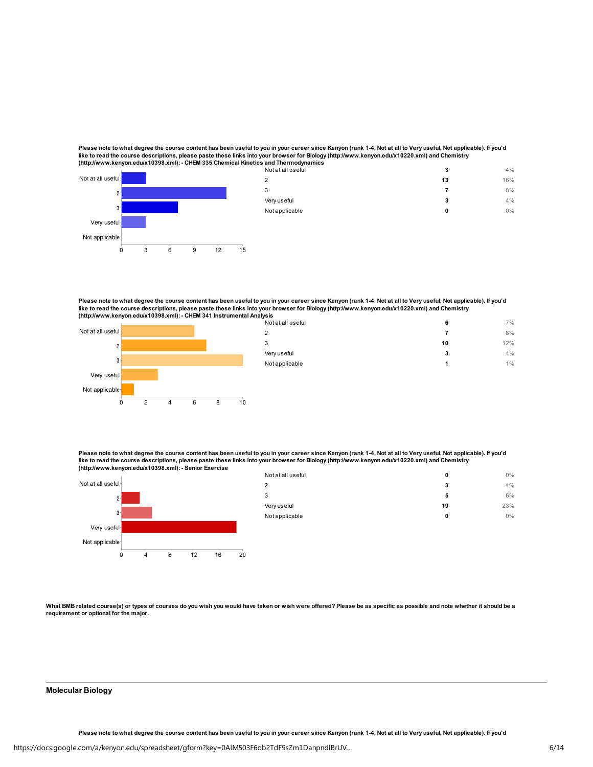**Please note to what degree the course content has been useful to you in your career since Kenyon (rank 1-4, Not at all to Very useful, Not applicable). If you'd like to read the course descriptions, please paste these links into your browser for Biology (http://www.kenyon.edu/x10220.xml) and Chemistry (http://www.kenyon.edu/x10398.xml): - CHEM 335 Chemical Kinetics and Thermodynamics**

| | | |
|---|---|---|
| Not at all useful | 3 | 4% |
| 2 | 13 | 16% |
| 3 | 7 | 8% |
| Very useful | 3 | 4% |
| Not applicable | 0 | 0% |

**Please note to what degree the course content has been useful to you in your career since Kenyon (rank 1-4, Not at all to Very useful, Not applicable). If you'd like to read the course descriptions, please paste these links into your browser for Biology (http://www.kenyon.edu/x10220.xml) and Chemistry (http://www.kenyon.edu/x10398.xml): - CHEM 341 Instrumental Analysis**

| | | |
|---|---|---|
| Not at all useful | 6 | 7% |
| 2 | 7 | 8% |
| 3 | 10 | 12% |
| Very useful | 3 | 4% |
| Not applicable | 1 | 1% |

**Please note to what degree the course content has been useful to you in your career since Kenyon (rank 1-4, Not at all to Very useful, Not applicable). If you'd like to read the course descriptions, please paste these links into your browser for Biology (http://www.kenyon.edu/x10220.xml) and Chemistry (http://www.kenyon.edu/x10398.xml): - Senior Exercise**

| | | |
|---|---|---|
| Not at all useful | 0 | 0% |
| 2 | 3 | 4% |
| 3 | 5 | 6% |
| Very useful | 19 | 23% |
| Not applicable | 0 | 0% |

**What BMB related course(s) or types of courses do you wish you would have taken or wish were offered? Please be as specific as possible and note whether it should be a requirement or optional for the major.**

## Molecular Biology

**Please note to what degree the course content has been useful to you in your career since Kenyon (rank 1-4, Not at all to Very useful, Not applicable). If you'd**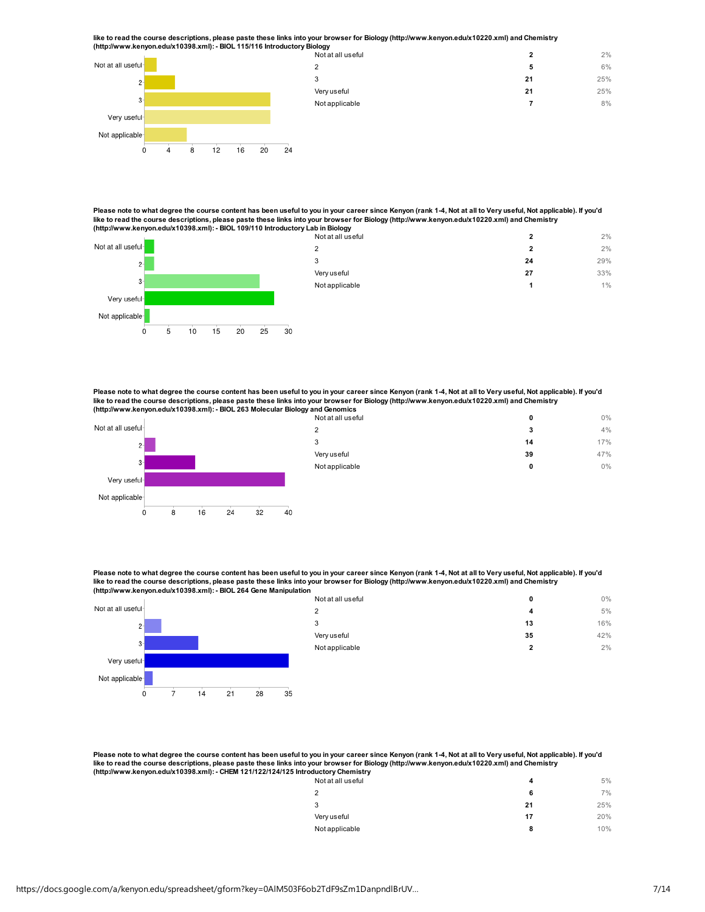like to read the course descriptions, please paste these links into your browser for Biology (http://www.kenyon.edu/x10220.xml) and Chemistry (http://www.kenyon.edu/x10398.xml): - **BIOL 115/116 Introductory Biology**

| | | |
|---|---|---|
| Not at all useful | 2 | 2% |
| 2 | 5 | 6% |
| 3 | 21 | 25% |
| Very useful | 21 | 25% |
| Not applicable | 7 | 8% |

**Please note to what degree the course content has been useful to you in your career since Kenyon (rank 1-4, Not at all to Very useful, Not applicable). If you'd like to read the course descriptions, please paste these links into your browser for Biology (http://www.kenyon.edu/x10220.xml) and Chemistry (http://www.kenyon.edu/x10398.xml): - BIOL 109/110 Introductory Lab in Biology**

| | | |
|---|---|---|
| Not at all useful | 2 | 2% |
| 2 | 2 | 2% |
| 3 | 24 | 29% |
| Very useful | 27 | 33% |
| Not applicable | 1 | 1% |

**Please note to what degree the course content has been useful to you in your career since Kenyon (rank 1-4, Not at all to Very useful, Not applicable). If you'd like to read the course descriptions, please paste these links into your browser for Biology (http://www.kenyon.edu/x10220.xml) and Chemistry (http://www.kenyon.edu/x10398.xml): - BIOL 263 Molecular Biology and Genomics**

| | | |
|---|---|---|
| Not at all useful | 0 | 0% |
| 2 | 3 | 4% |
| 3 | 14 | 17% |
| Very useful | 39 | 47% |
| Not applicable | 0 | 0% |

**Please note to what degree the course content has been useful to you in your career since Kenyon (rank 1-4, Not at all to Very useful, Not applicable). If you'd like to read the course descriptions, please paste these links into your browser for Biology (http://www.kenyon.edu/x10220.xml) and Chemistry (http://www.kenyon.edu/x10398.xml): - BIOL 264 Gene Manipulation**

| | | |
|---|---|---|
| Not at all useful | 0 | 0% |
| 2 | 4 | 5% |
| 3 | 13 | 16% |
| Very useful | 35 | 42% |
| Not applicable | 2 | 2% |

**Please note to what degree the course content has been useful to you in your career since Kenyon (rank 1-4, Not at all to Very useful, Not applicable). If you'd like to read the course descriptions, please paste these links into your browser for Biology (http://www.kenyon.edu/x10220.xml) and Chemistry (http://www.kenyon.edu/x10398.xml): - CHEM 121/122/124/125 Introductory Chemistry**

| | | |
|---|---|---|
| Not at all useful | 4 | 5% |
| 2 | 6 | 7% |
| 3 | 21 | 25% |
| Very useful | 17 | 20% |
| Not applicable | 8 | 10% |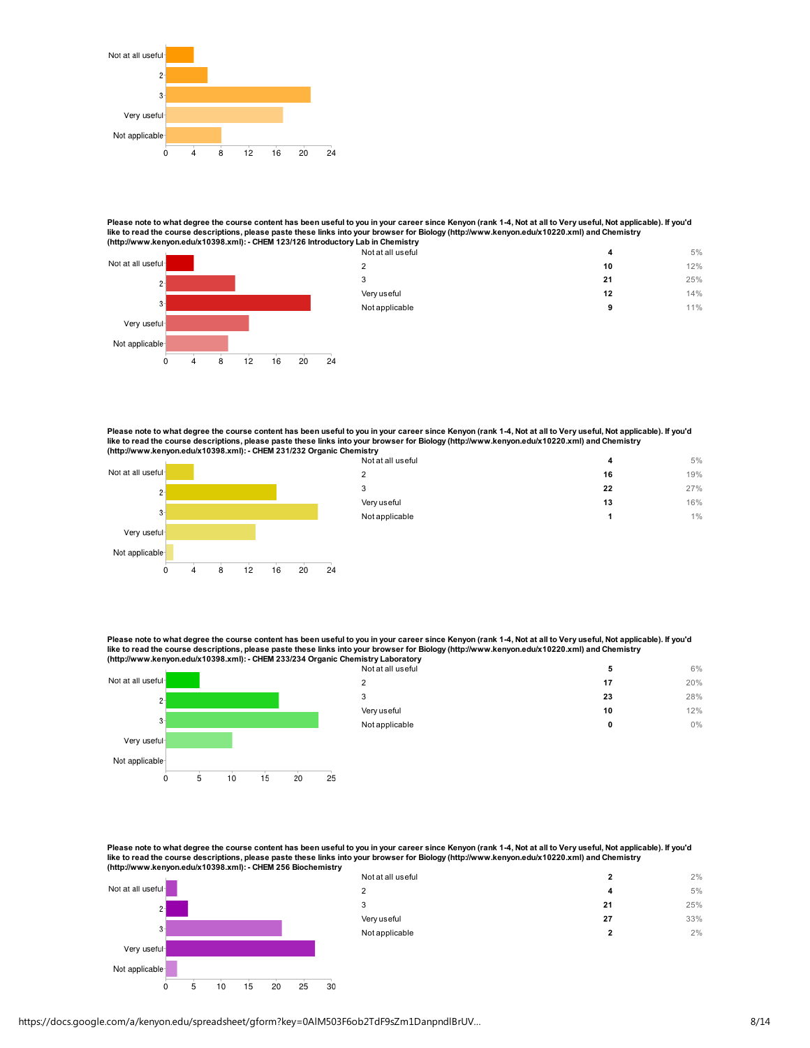Please note to what degree the course content has been useful to you in your career since Kenyon (rank 1-4, Not at all to Very useful, Not applicable). If you'd like to read the course descriptions, please paste these links into your browser for Biology (http://www.kenyon.edu/x10220.xml) and Chemistry (http://www.kenyon.edu/x10398.xml): - CHEM 123/126 Introductory Lab in Chemistry

| Response | Count | Percent |
|---|---|---|
| Not at all useful | 4 | 5% |
| 2 | 10 | 12% |
| 3 | 21 | 25% |
| Very useful | 12 | 14% |
| Not applicable | 9 | 11% |

Please note to what degree the course content has been useful to you in your career since Kenyon (rank 1-4, Not at all to Very useful, Not applicable). If you'd like to read the course descriptions, please paste these links into your browser for Biology (http://www.kenyon.edu/x10220.xml) and Chemistry (http://www.kenyon.edu/x10398.xml): - CHEM 231/232 Organic Chemistry

| Response | Count | Percent |
|---|---|---|
| Not at all useful | 4 | 5% |
| 2 | 16 | 19% |
| 3 | 22 | 27% |
| Very useful | 13 | 16% |
| Not applicable | 1 | 1% |

Please note to what degree the course content has been useful to you in your career since Kenyon (rank 1-4, Not at all to Very useful, Not applicable). If you'd like to read the course descriptions, please paste these links into your browser for Biology (http://www.kenyon.edu/x10220.xml) and Chemistry (http://www.kenyon.edu/x10398.xml): - CHEM 233/234 Organic Chemistry Laboratory

| Response | Count | Percent |
|---|---|---|
| Not at all useful | 5 | 6% |
| 2 | 17 | 20% |
| 3 | 23 | 28% |
| Very useful | 10 | 12% |
| Not applicable | 0 | 0% |

Please note to what degree the course content has been useful to you in your career since Kenyon (rank 1-4, Not at all to Very useful, Not applicable). If you'd like to read the course descriptions, please paste these links into your browser for Biology (http://www.kenyon.edu/x10220.xml) and Chemistry (http://www.kenyon.edu/x10398.xml): - CHEM 256 Biochemistry

| Response | Count | Percent |
|---|---|---|
| Not at all useful | 2 | 2% |
| 2 | 4 | 5% |
| 3 | 21 | 25% |
| Very useful | 27 | 33% |
| Not applicable | 2 | 2% |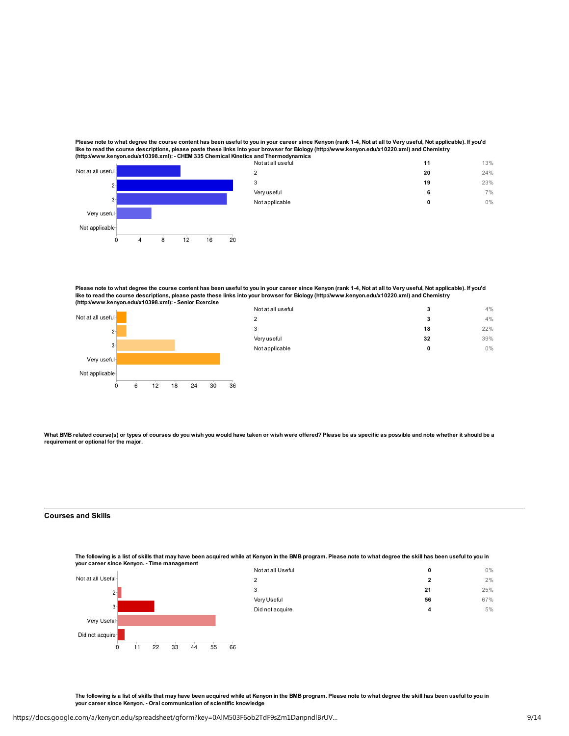**Please note to what degree the course content has been useful to you in your career since Kenyon (rank 1-4, Not at all to Very useful, Not applicable). If you'd like to read the course descriptions, please paste these links into your browser for Biology (http://www.kenyon.edu/x10220.xml) and Chemistry (http://www.kenyon.edu/x10398.xml): - CHEM 335 Chemical Kinetics and Thermodynamics**

| | | |
|---|---|---|
| Not at all useful | 11 | 13% |
| 2 | 20 | 24% |
| 3 | 19 | 23% |
| Very useful | 6 | 7% |
| Not applicable | 0 | 0% |

**Please note to what degree the course content has been useful to you in your career since Kenyon (rank 1-4, Not at all to Very useful, Not applicable). If you'd like to read the course descriptions, please paste these links into your browser for Biology (http://www.kenyon.edu/x10220.xml) and Chemistry (http://www.kenyon.edu/x10398.xml): - Senior Exercise**

| | | |
|---|---|---|
| Not at all useful | 3 | 4% |
| 2 | 3 | 4% |
| 3 | 18 | 22% |
| Very useful | 32 | 39% |
| Not applicable | 0 | 0% |

**What BMB related course(s) or types of courses do you wish you would have taken or wish were offered? Please be as specific as possible and note whether it should be a requirement or optional for the major.**

## Courses and Skills

**The following is a list of skills that may have been acquired while at Kenyon in the BMB program. Please note to what degree the skill has been useful to you in your career since Kenyon. - Time management**

| | | |
|---|---|---|
| Not at all Useful | 0 | 0% |
| 2 | 2 | 2% |
| 3 | 21 | 25% |
| Very Useful | 56 | 67% |
| Did not acquire | 4 | 5% |

**The following is a list of skills that may have been acquired while at Kenyon in the BMB program. Please note to what degree the skill has been useful to you in your career since Kenyon. - Oral communication of scientific knowledge**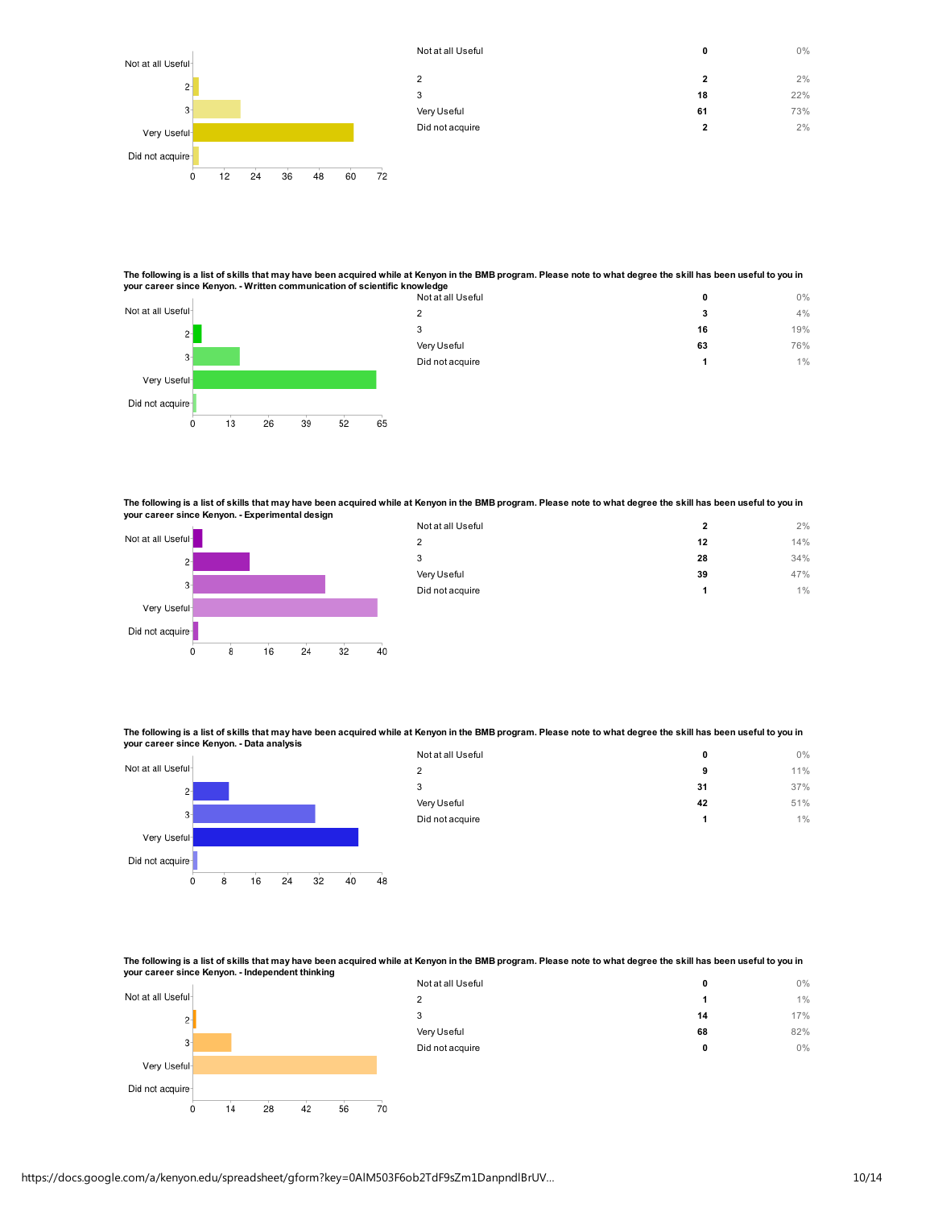| | | |
|---|---|---|
| Not at all Useful | 0 | 0% |
| 2 | 2 | 2% |
| 3 | 18 | 22% |
| Very Useful | 61 | 73% |
| Did not acquire | 2 | 2% |

**The following is a list of skills that may have been acquired while at Kenyon in the BMB program. Please note to what degree the skill has been useful to you in your career since Kenyon. - Written communication of scientific knowledge**

| | | |
|---|---|---|
| Not at all Useful | 0 | 0% |
| 2 | 3 | 4% |
| 3 | 16 | 19% |
| Very Useful | 63 | 76% |
| Did not acquire | 1 | 1% |

**The following is a list of skills that may have been acquired while at Kenyon in the BMB program. Please note to what degree the skill has been useful to you in your career since Kenyon. - Experimental design**

| | | |
|---|---|---|
| Not at all Useful | 2 | 2% |
| 2 | 12 | 14% |
| 3 | 28 | 34% |
| Very Useful | 39 | 47% |
| Did not acquire | 1 | 1% |

**The following is a list of skills that may have been acquired while at Kenyon in the BMB program. Please note to what degree the skill has been useful to you in your career since Kenyon. - Data analysis**

| | | |
|---|---|---|
| Not at all Useful | 0 | 0% |
| 2 | 9 | 11% |
| 3 | 31 | 37% |
| Very Useful | 42 | 51% |
| Did not acquire | 1 | 1% |

**The following is a list of skills that may have been acquired while at Kenyon in the BMB program. Please note to what degree the skill has been useful to you in your career since Kenyon. - Independent thinking**

| | | |
|---|---|---|
| Not at all Useful | 0 | 0% |
| 2 | 1 | 1% |
| 3 | 14 | 17% |
| Very Useful | 68 | 82% |
| Did not acquire | 0 | 0% |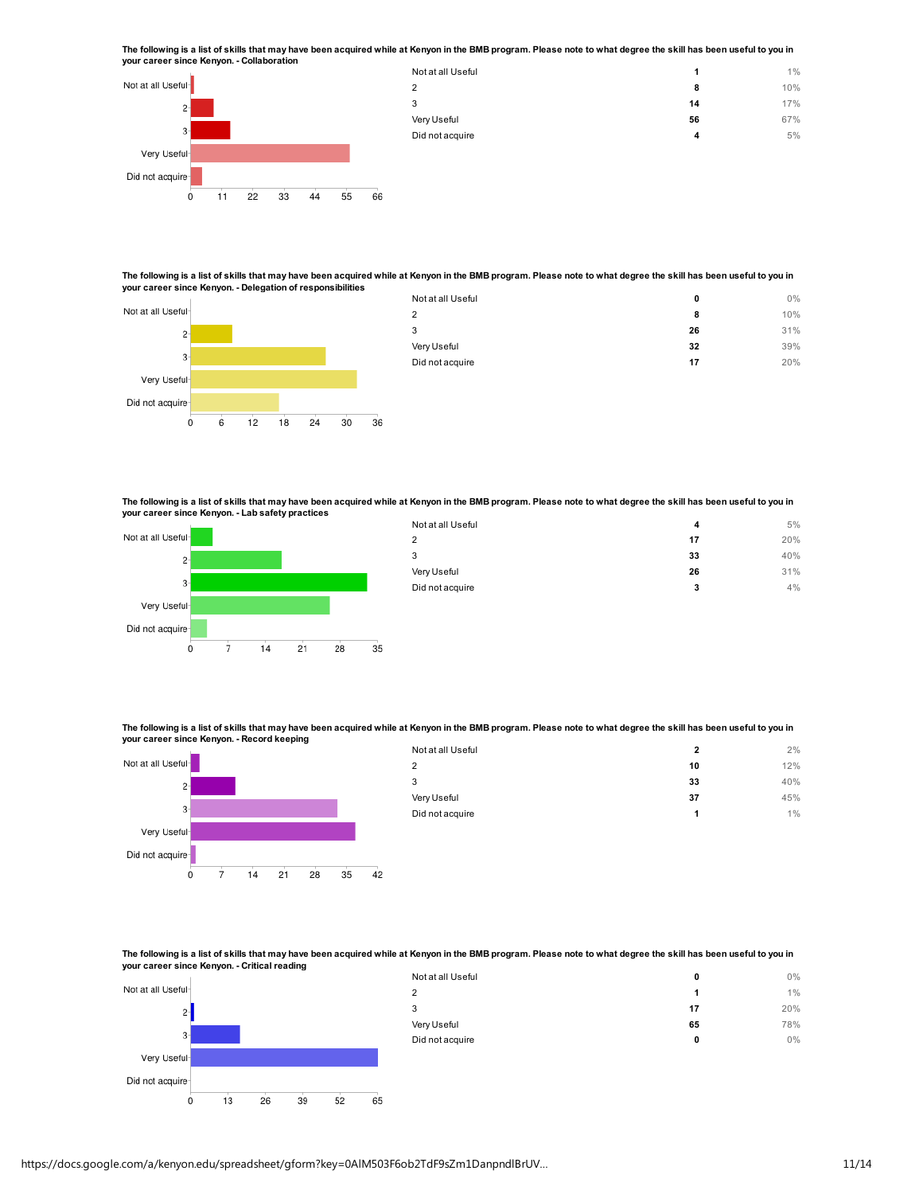**The following is a list of skills that may have been acquired while at Kenyon in the BMB program. Please note to what degree the skill has been useful to you in your career since Kenyon. - Collaboration**

| | | |
|---|---|---|
| Not at all Useful | 1 | 1% |
| 2 | 8 | 10% |
| 3 | 14 | 17% |
| Very Useful | 56 | 67% |
| Did not acquire | 4 | 5% |

**The following is a list of skills that may have been acquired while at Kenyon in the BMB program. Please note to what degree the skill has been useful to you in your career since Kenyon. - Delegation of responsibilities**

| | | |
|---|---|---|
| Not at all Useful | 0 | 0% |
| 2 | 8 | 10% |
| 3 | 26 | 31% |
| Very Useful | 32 | 39% |
| Did not acquire | 17 | 20% |

**The following is a list of skills that may have been acquired while at Kenyon in the BMB program. Please note to what degree the skill has been useful to you in your career since Kenyon. - Lab safety practices**

| | | |
|---|---|---|
| Not at all Useful | 4 | 5% |
| 2 | 17 | 20% |
| 3 | 33 | 40% |
| Very Useful | 26 | 31% |
| Did not acquire | 3 | 4% |

**The following is a list of skills that may have been acquired while at Kenyon in the BMB program. Please note to what degree the skill has been useful to you in your career since Kenyon. - Record keeping**

| | | |
|---|---|---|
| Not at all Useful | 2 | 2% |
| 2 | 10 | 12% |
| 3 | 33 | 40% |
| Very Useful | 37 | 45% |
| Did not acquire | 1 | 1% |

**The following is a list of skills that may have been acquired while at Kenyon in the BMB program. Please note to what degree the skill has been useful to you in your career since Kenyon. - Critical reading**

| | | |
|---|---|---|
| Not at all Useful | 0 | 0% |
| 2 | 1 | 1% |
| 3 | 17 | 20% |
| Very Useful | 65 | 78% |
| Did not acquire | 0 | 0% |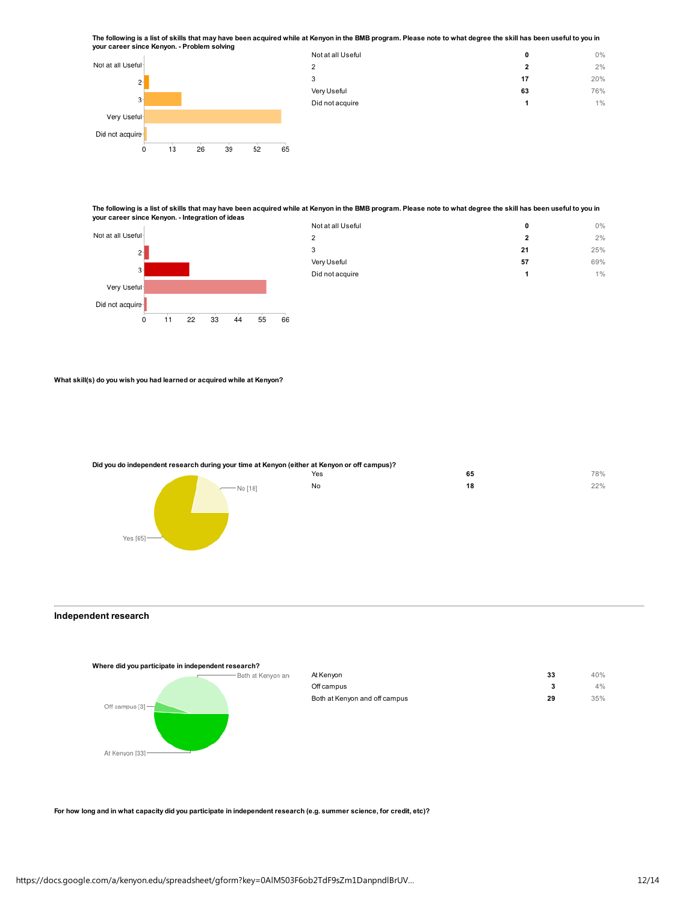**The following is a list of skills that may have been acquired while at Kenyon in the BMB program. Please note to what degree the skill has been useful to you in your career since Kenyon. - Problem solving**

| | | |
|---|---|---|
| Not at all Useful | 0 | 0% |
| 2 | 2 | 2% |
| 3 | 17 | 20% |
| Very Useful | 63 | 76% |
| Did not acquire | 1 | 1% |

**The following is a list of skills that may have been acquired while at Kenyon in the BMB program. Please note to what degree the skill has been useful to you in your career since Kenyon. - Integration of ideas**

| | | |
|---|---|---|
| Not at all Useful | 0 | 0% |
| 2 | 2 | 2% |
| 3 | 21 | 25% |
| Very Useful | 57 | 69% |
| Did not acquire | 1 | 1% |

**What skill(s) do you wish you had learned or acquired while at Kenyon?**

**Did you do independent research during your time at Kenyon (either at Kenyon or off campus)?**

| | | |
|---|---|---|
| Yes | 65 | 78% |
| No | 18 | 22% |

## Independent research

**Where did you participate in independent research?**

| | | |
|---|---|---|
| At Kenyon | 33 | 40% |
| Off campus | 3 | 4% |
| Both at Kenyon and off campus | 29 | 35% |

**For how long and in what capacity did you participate in independent research (e.g. summer science, for credit, etc)?**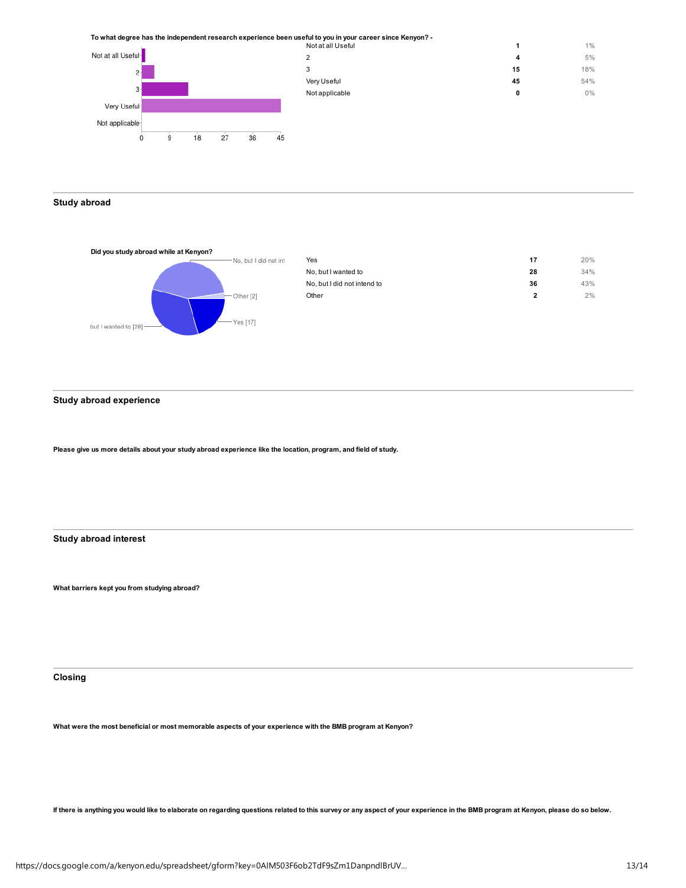**To what degree has the independent research experience been useful to you in your career since Kenyon? -**

| | | |
|---|---|---|
| Not at all Useful | 1 | 1% |
| 2 | 4 | 5% |
| 3 | 15 | 18% |
| Very Useful | 45 | 54% |
| Not applicable | 0 | 0% |

## Study abroad

**Did you study abroad while at Kenyon?**

| | | |
|---|---|---|
| Yes | 17 | 20% |
| No, but I wanted to | 28 | 34% |
| No, but I did not intend to | 36 | 43% |
| Other | 2 | 2% |

## Study abroad experience

**Please give us more details about your study abroad experience like the location, program, and field of study.**

## Study abroad interest

**What barriers kept you from studying abroad?**

## Closing

**What were the most beneficial or most memorable aspects of your experience with the BMB program at Kenyon?**

**If there is anything you would like to elaborate on regarding questions related to this survey or any aspect of your experience in the BMB program at Kenyon, please do so below.**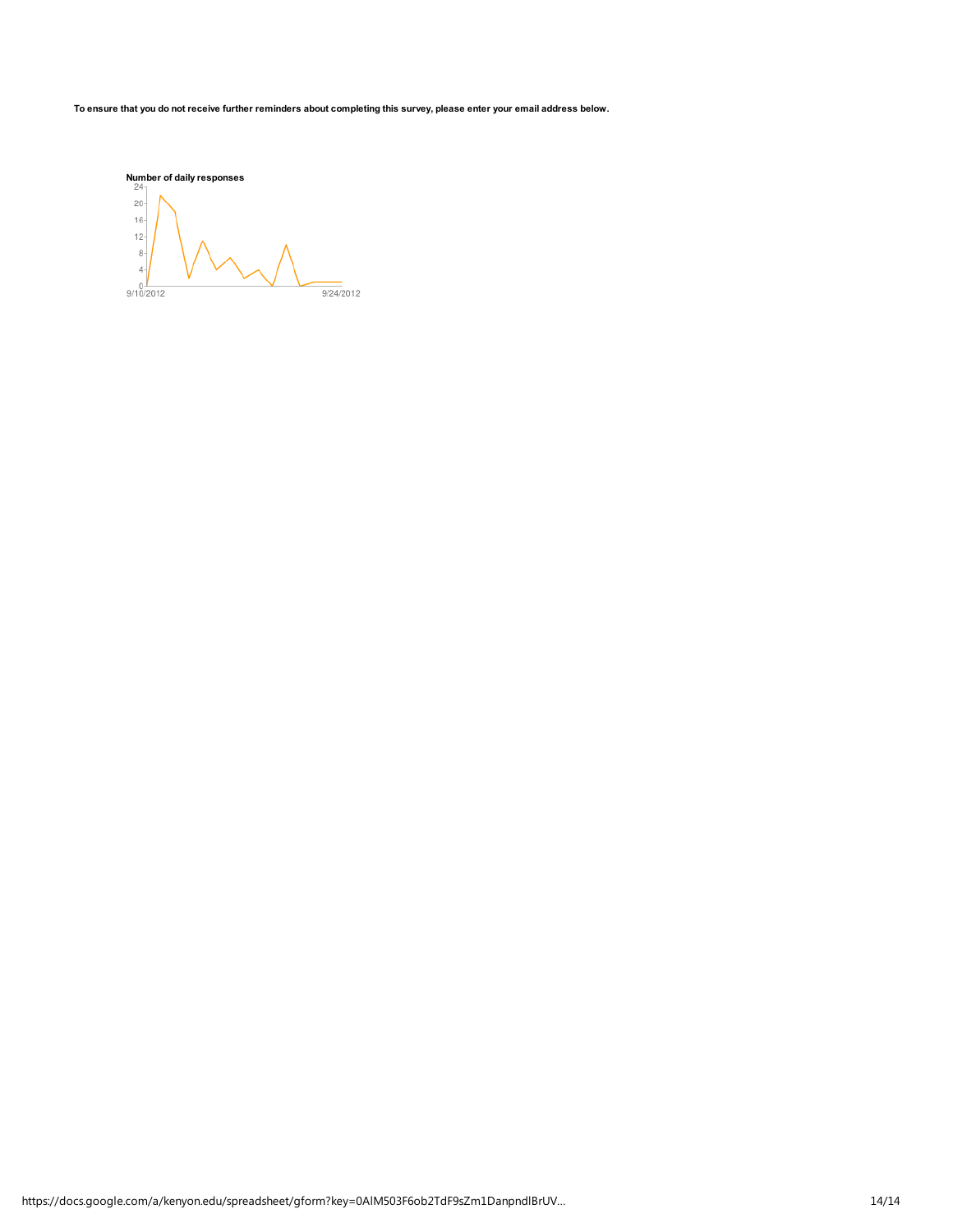**To ensure that you do not receive further reminders about completing this survey, please enter your email address below.**

**Number of daily responses**

24
20
16
12
8
4
0
9/10/2012
9/24/2012